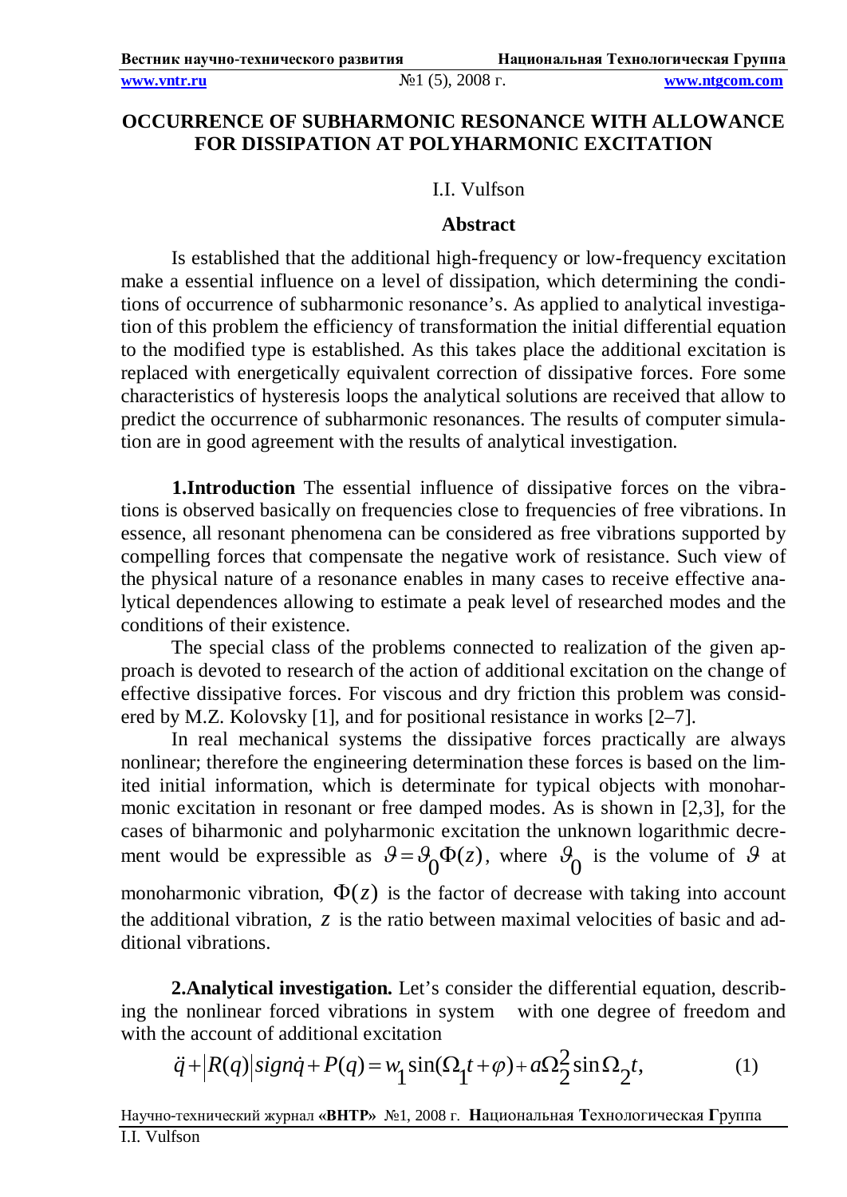# OCCURRENCE OF SUBHARMONIC RESONANCE WITH ALLOWANCE FOR DISSIPATION AT POLYHARMONIC EXCITATION

I.I. Vulfson

## Abstract

Is established that the additional high-frequency or low-frequency excitation make a essential influence on a level of dissipation, which determining the conditions of occurrence of subharmonic resonance's. As applied to analytical investigation of this problem the efficiency of transformation the initial differential equation to the modified type is established. As this takes place the additional excitation is replaced with energetically equivalent correction of dissipative forces. Fore some characteristics of hysteresis loops the analytical solutions are received that allow to predict the occurrence of subharmonic resonances. The results of computer simulation are in good agreement with the results of analytical investigation.

**1.Introduction** The essential influence of dissipative forces on the vibrations is observed basically on frequencies close to frequencies of free vibrations. In essence, all resonant phenomena can be considered as free vibrations supported by compelling forces that compensate the negative work of resistance. Such view of the physical nature of a resonance enables in many cases to receive effective analytical dependences allowing to estimate a peak level of researched modes and the conditions of their existence.

The special class of the problems connected to realization of the given approach is devoted to research of the action of additional excitation on the change of effective dissipative forces. For viscous and dry friction this problem was considered by M.Z. Kolovsky [1], and for positional resistance in works [2–7].

In real mechanical systems the dissipative forces practically are always nonlinear; therefore the engineering determination these forces is based on the limited initial information, which is determinate for typical objects with monoharmonic excitation in resonant or free damped modes. As is shown in [2,3], for the cases of biharmonic and polyharmonic excitation the unknown logarithmic decrement would be expressible as $\vartheta = \vartheta_0 \Phi(z)$, where $\vartheta_0$ is the volume of $\vartheta$ at monoharmonic vibration, $\Phi(z)$ is the factor of decrease with taking into account the additional vibration, $z$ is the ratio between maximal velocities of basic and additional vibrations.

**2.Analytical investigation.** Let's consider the differential equation, describing the nonlinear forced vibrations in system with one degree of freedom and with the account of additional excitation

$$\ddot{q} + |R(q)| sign\dot{q} + P(q) = w_1 \sin(\Omega_1 t + \varphi) + a\Omega_2^2 \sin\Omega_2 t, \tag{1}$$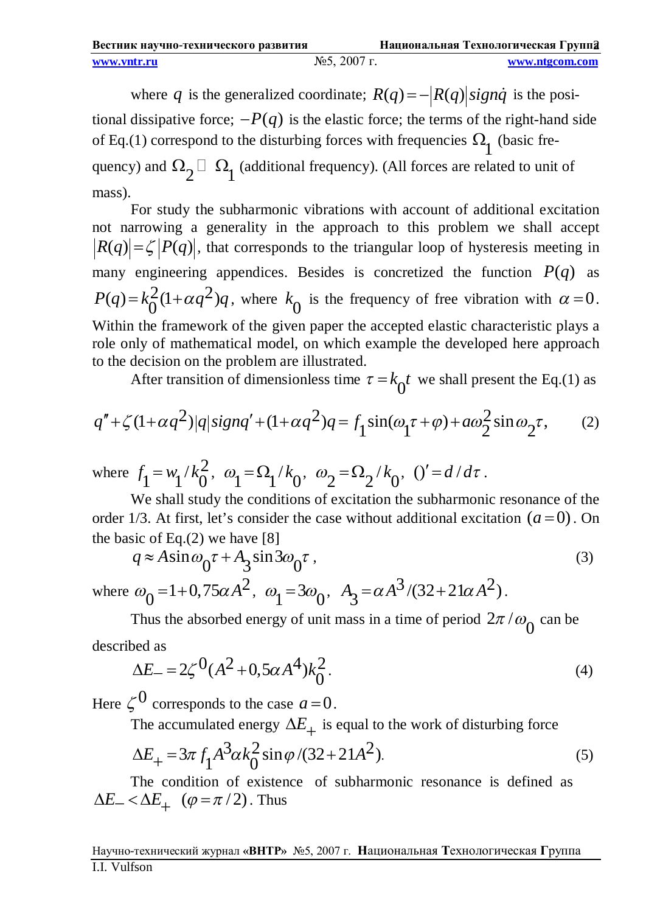where $q$ is the generalized coordinate; $R(q) = -|R(q)| sign\dot{q}$ is the positional dissipative force; $-P(q)$ is the elastic force; the terms of the right-hand side of Eq.(1) correspond to the disturbing forces with frequencies $\Omega_1$ (basic frequency) and $\Omega_2 \gg \Omega_1$ (additional frequency). (All forces are related to unit of mass).

For study the subharmonic vibrations with account of additional excitation not narrowing a generality in the approach to this problem we shall accept $|R(q)| = \zeta |P(q)|$, that corresponds to the triangular loop of hysteresis meeting in many engineering appendices. Besides is concretized the function $P(q)$ as $P(q) = k_0^2(1+\alpha q^2)q$, where $k_0$ is the frequency of free vibration with $\alpha = 0$. Within the framework of the given paper the accepted elastic characteristic plays a role only of mathematical model, on which example the developed here approach to the decision on the problem are illustrated.

After transition of dimensionless time $\tau = k_0 t$ we shall present the Eq.(1) as

$$q'' + \zeta(1+\alpha q^2)|q| sign q' + (1+\alpha q^2)q = f_1 \sin(\omega_1 \tau + \varphi) + a\omega_2^2 \sin\omega_2 \tau, \qquad (2)$$

where $f_1 = w_1 / k_0^2,\ \omega_1 = \Omega_1 / k_0,\ \omega_2 = \Omega_2 / k_0,\ ()' = d / d\tau$.

We shall study the conditions of excitation the subharmonic resonance of the order 1/3. At first, let's consider the case without additional excitation $(a = 0)$. On the basic of Eq.(2) we have [8]

$$q \approx A \sin\omega_0 \tau + A_3 \sin 3\omega_0 \tau, \qquad (3)$$

where $\omega_0 = 1 + 0,75\alpha A^2,\ \omega_1 = 3\omega_0,\ A_3 = \alpha A^3 / (32 + 21\alpha A^2)$.

Thus the absorbed energy of unit mass in a time of period $2\pi / \omega_0$ can be described as

$$\Delta E_- = 2\zeta^0 (A^2 + 0,5\alpha A^4) k_0^2. \qquad (4)$$

Here $\zeta^0$ corresponds to the case $a = 0$.

The accumulated energy $\Delta E_+$ is equal to the work of disturbing force

$$\Delta E_+ = 3\pi f_1 A^3 \alpha k_0^2 \sin\varphi / (32 + 21A^2). \qquad (5)$$

The condition of existence of subharmonic resonance is defined as $\Delta E_- < \Delta E_+$ $(\varphi = \pi / 2)$. Thus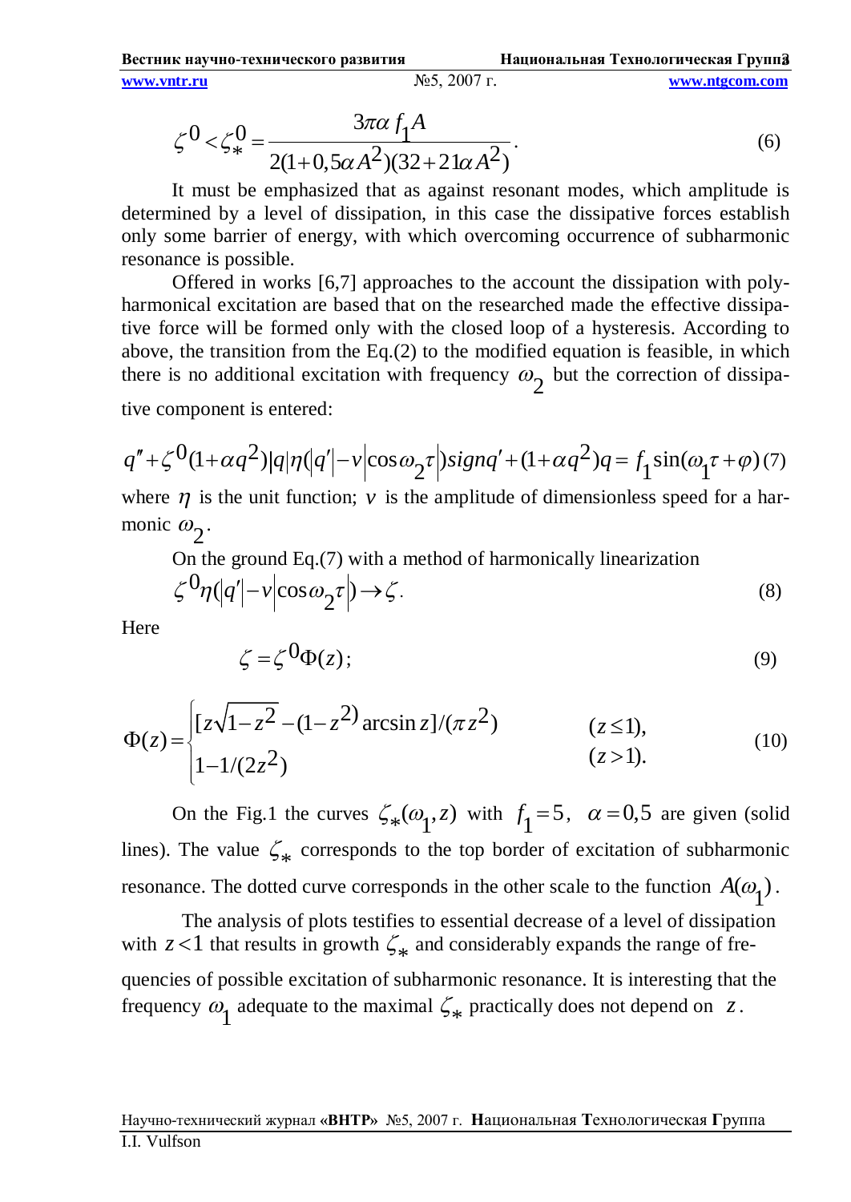$$\zeta^{0} < \zeta_{*}^{0} = \frac{3\pi\alpha f_{1} A}{2(1+0{,}5\alpha A^{2})(32+21\alpha A^{2})}. \tag{6}$$

It must be emphasized that as against resonant modes, which amplitude is determined by a level of dissipation, in this case the dissipative forces establish only some barrier of energy, with which overcoming occurrence of subharmonic resonance is possible.

Offered in works [6,7] approaches to the account the dissipation with polyharmonical excitation are based that on the researched made the effective dissipative force will be formed only with the closed loop of a hysteresis. According to above, the transition from the Eq.(2) to the modified equation is feasible, in which there is no additional excitation with frequency $\omega_2$ but the correction of dissipative component is entered:

$$q'' + \zeta^{0}(1+\alpha q^{2})|q|\eta(|q'| - v|\cos\omega_{2}\tau|)\, sign q' + (1+\alpha q^{2})q = f_{1}\sin(\omega_{1}\tau + \varphi) \tag{7}$$

where $\eta$ is the unit function; $v$ is the amplitude of dimensionless speed for a harmonic $\omega_2$.

On the ground Eq.(7) with a method of harmonically linearization

$$\zeta^{0}\eta(|q'| - v|\cos\omega_{2}\tau|) \to \zeta. \tag{8}$$

Here

$$\zeta = \zeta^{0}\Phi(z); \tag{9}$$

$$\Phi(z) = \begin{cases} [z\sqrt{1-z^{2}} - (1-z^{2})\arcsin z]/(\pi z^{2}) & (z \le 1), \\ 1 - 1/(2z^{2}) & (z > 1). \end{cases} \tag{10}$$

On the Fig.1 the curves $\zeta_{*}(\omega_1, z)$ with $f_1 = 5$, $\alpha = 0{,}5$ are given (solid lines). The value $\zeta_{*}$ corresponds to the top border of excitation of subharmonic resonance. The dotted curve corresponds in the other scale to the function $A(\omega_1)$.

The analysis of plots testifies to essential decrease of a level of dissipation with $z < 1$ that results in growth $\zeta_{*}$ and considerably expands the range of frequencies of possible excitation of subharmonic resonance. It is interesting that the frequency $\omega_1$ adequate to the maximal $\zeta_{*}$ practically does not depend on $z$.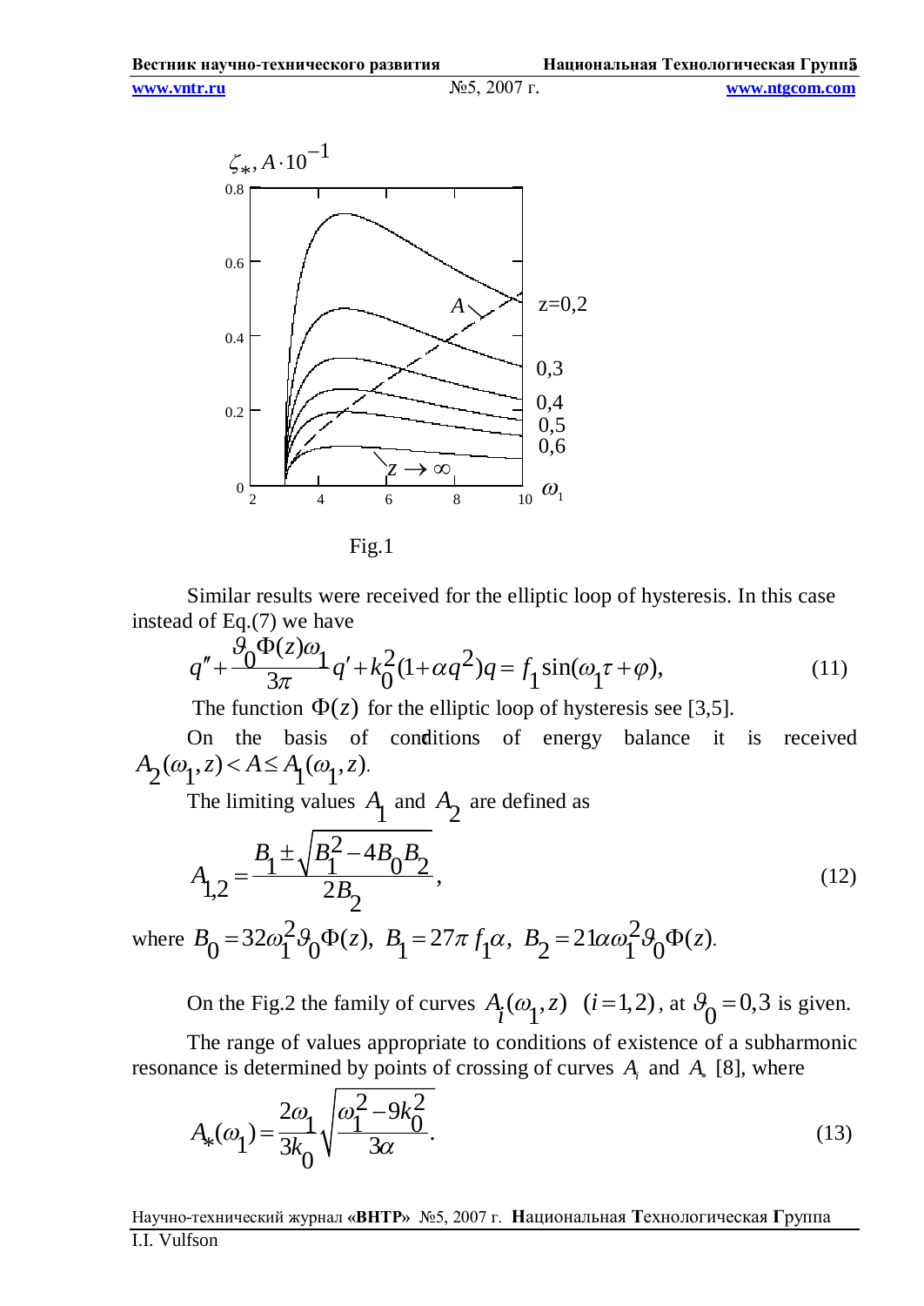Fig.1

Similar results were received for the elliptic loop of hysteresis. In this case instead of Eq.(7) we have

$$q'' + \frac{\vartheta_0 \Phi(z)\omega_1}{3\pi} q' + k_0^2 (1 + \alpha q^2) q = f_1 \sin(\omega_1 \tau + \varphi), \tag{11}$$

The function $\Phi(z)$ for the elliptic loop of hysteresis see [3,5].

On the basis of conditions of energy balance it is received $A_2(\omega_1, z) < A \le A_1(\omega_1, z)$.

The limiting values $A_1$ and $A_2$ are defined as

$$A_{1,2} = \frac{B_1 \pm \sqrt{B_1^2 - 4 B_0 B_2}}{2 B_2}, \tag{12}$$

where $B_0 = 32\omega_1^2 \vartheta_0 \Phi(z)$, $B_1 = 27\pi f_1 \alpha$, $B_2 = 21\alpha \omega_1^2 \vartheta_0 \Phi(z)$.

On the Fig.2 the family of curves $A_i(\omega_1, z)$ $(i = 1,2)$, at $\vartheta_0 = 0{,}3$ is given.

The range of values appropriate to conditions of existence of a subharmonic resonance is determined by points of crossing of curves $A_i$ and $A_*$ [8], where

$$A_*(\omega_1) = \frac{2\omega_1}{3k_0} \sqrt{\frac{\omega_1^2 - 9k_0^2}{3\alpha}}. \tag{13}$$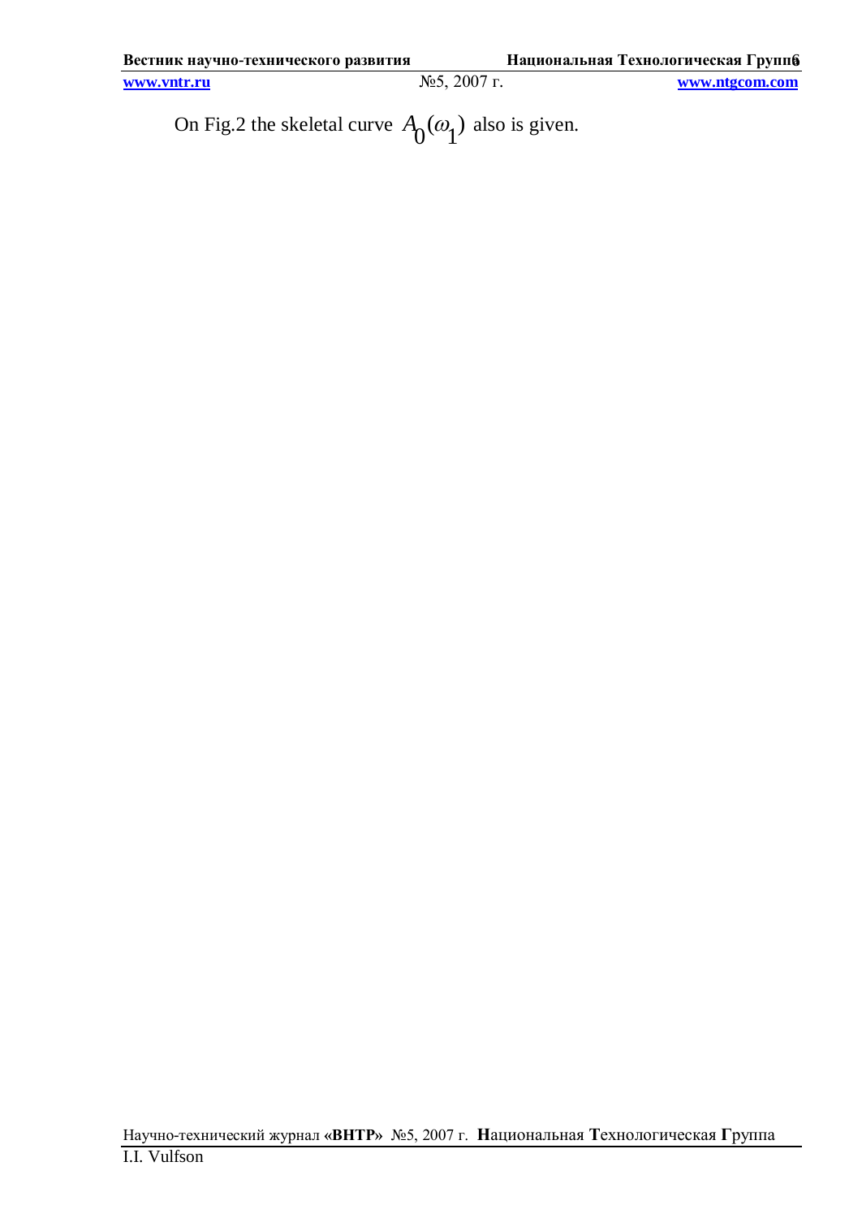On Fig.2 the skeletal curve $A_0(\omega_1)$ also is given.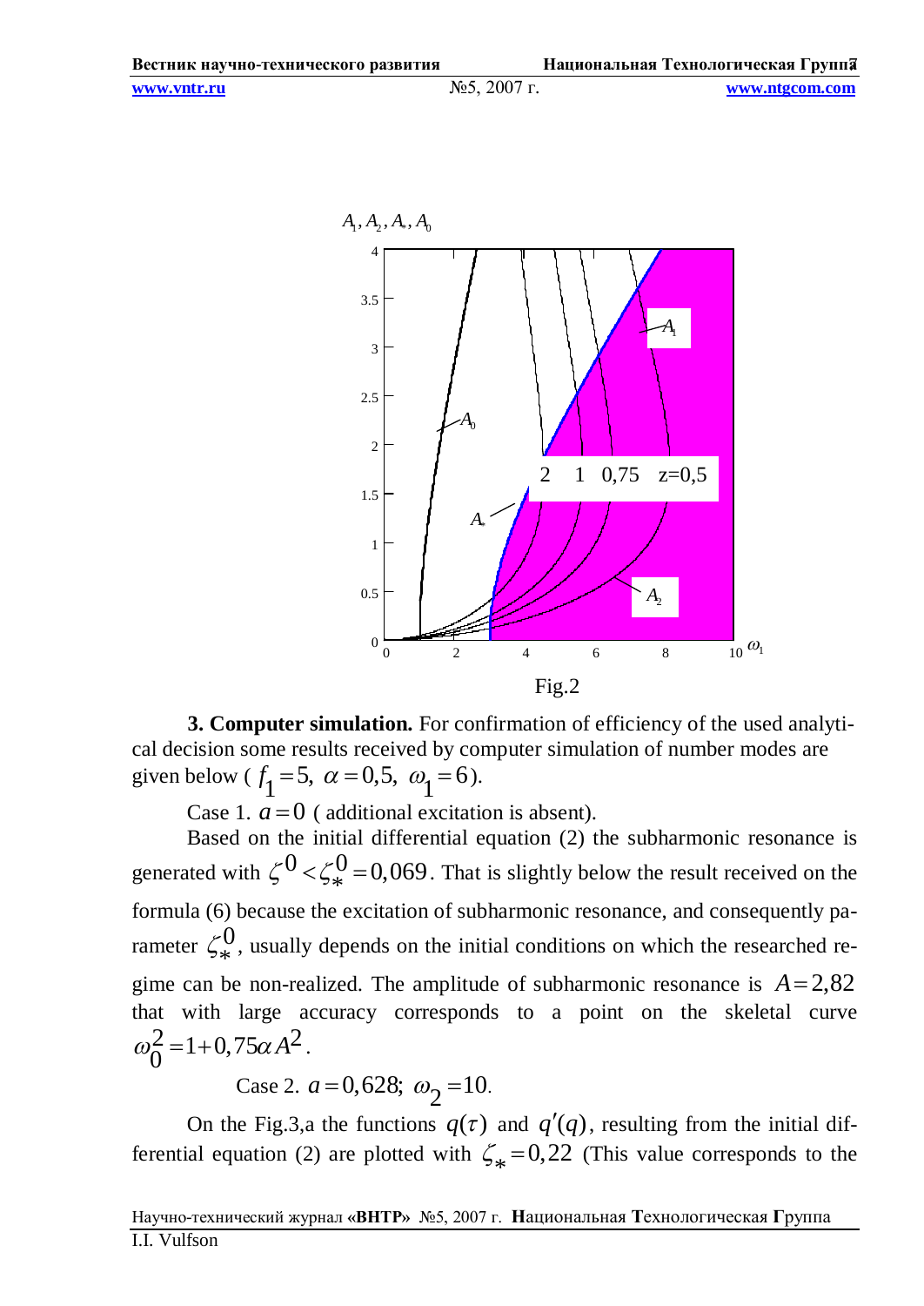Fig.2

**3. Computer simulation.** For confirmation of efficiency of the used analytical decision some results received by computer simulation of number modes are given below ( $f_1 = 5,\ \alpha = 0{,}5,\ \omega_1 = 6$).

Case 1. $a = 0$ ( additional excitation is absent).

Based on the initial differential equation (2) the subharmonic resonance is generated with $\zeta^0 < \zeta_*^0 = 0{,}069$. That is slightly below the result received on the formula (6) because the excitation of subharmonic resonance, and consequently parameter $\zeta_*^0$, usually depends on the initial conditions on which the researched regime can be non-realized. The amplitude of subharmonic resonance is $A = 2{,}82$ that with large accuracy corresponds to a point on the skeletal curve $\omega_0^2 = 1 + 0{,}75\alpha A^2$.

Case 2. $a = 0{,}628;\ \omega_2 = 10$.

On the Fig.3,a the functions $q(\tau)$ and $q'(q)$, resulting from the initial differential equation (2) are plotted with $\zeta_* = 0{,}22$ (This value corresponds to the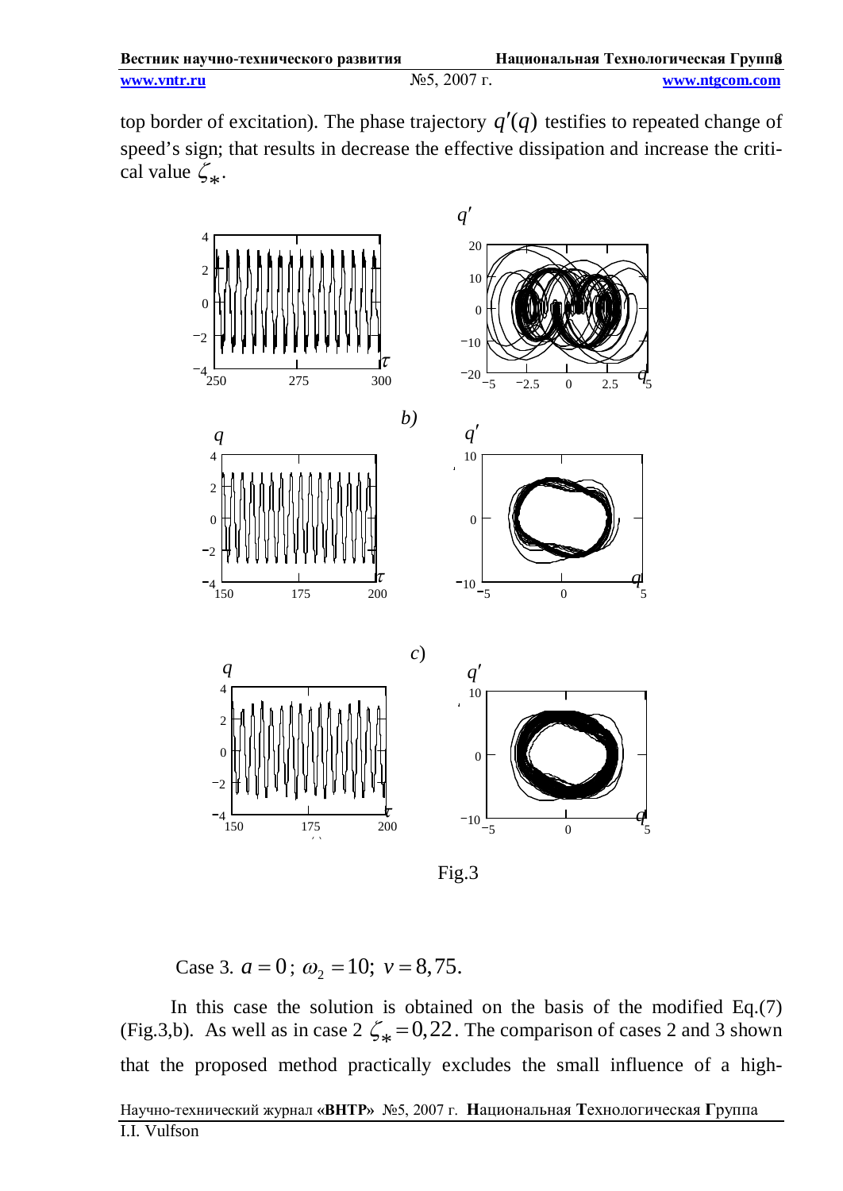top border of excitation). The phase trajectory $q'(q)$ testifies to repeated change of speed's sign; that results in decrease the effective dissipation and increase the critical value $\zeta_*$.

4
2
0
−2
−4
250 275 300 $\tau$

$q'$
20
10
0
−10
−20
−5 −2.5 0 2.5 5 $q$

*b)*

$q$
4
2
0
−2
−4
150 175 200 $\tau$

$q'$
10
0
−10
−5 0 5 $q$

*c)*

$q$
4
2
0
−2
−4
150 175 200 $\tau$

$q'$
10
0
−10
−5 0 5 $q$

Fig.3

Case 3. $a = 0$; $\omega_2 = 10$; $v = 8,75$.

In this case the solution is obtained on the basis of the modified Eq.(7) (Fig.3,b). As well as in case 2 $\zeta_* = 0,22$. The comparison of cases 2 and 3 shown that the proposed method practically excludes the small influence of a high-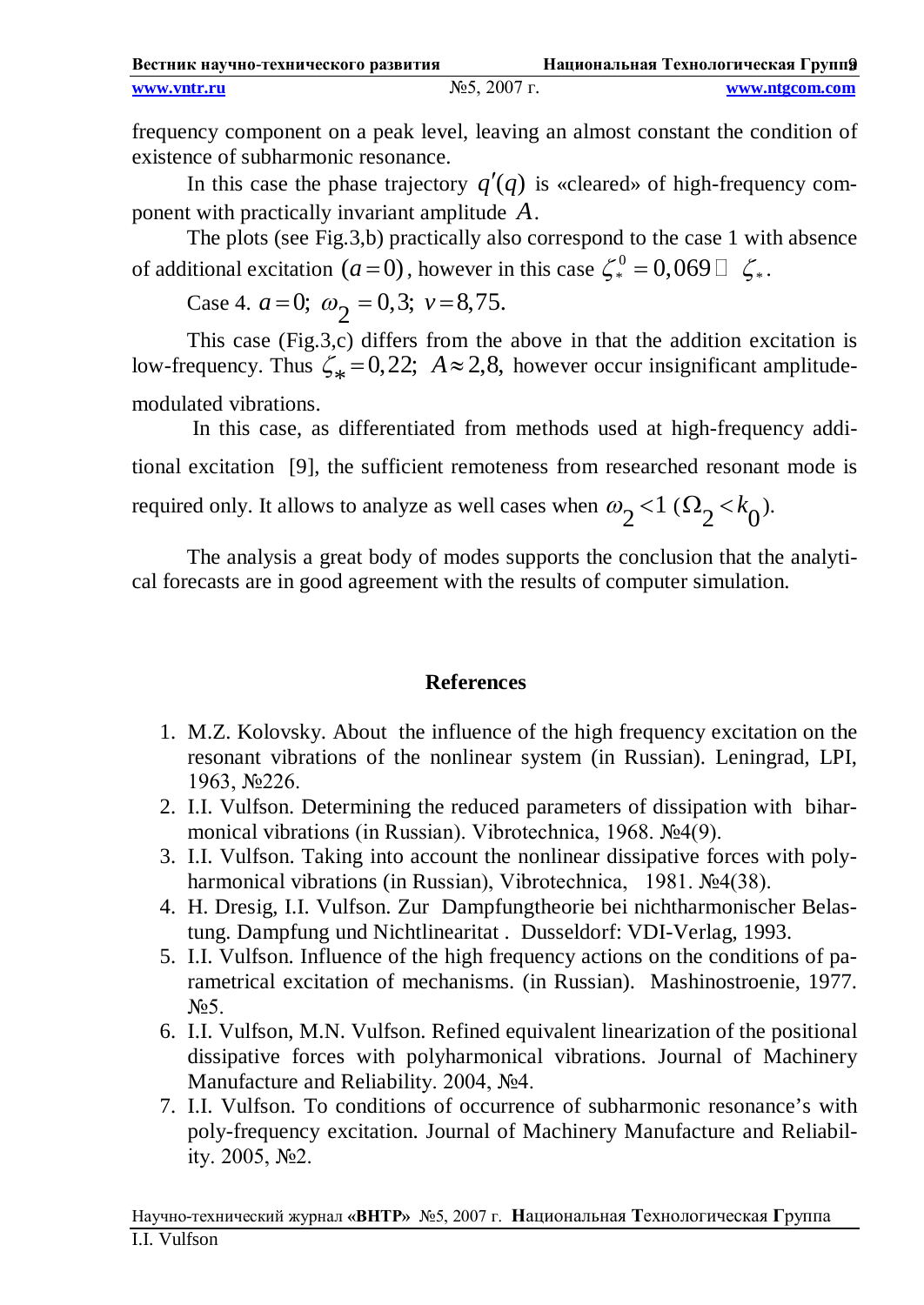frequency component on a peak level, leaving an almost constant the condition of existence of subharmonic resonance.

In this case the phase trajectory $q'(q)$ is «cleared» of high-frequency component with practically invariant amplitude $A$.

The plots (see Fig.3,b) practically also correspond to the case 1 with absence of additional excitation $(a=0)$, however in this case $\zeta_*^0 = 0,069 \approx \zeta_*$.

Case 4. $a=0;\ \omega_2 = 0,3;\ v=8,75.$

This case (Fig.3,c) differs from the above in that the addition excitation is low-frequency. Thus $\zeta_* = 0,22;\ A \approx 2,8,$ however occur insignificant amplitude-modulated vibrations.

In this case, as differentiated from methods used at high-frequency additional excitation [9], the sufficient remoteness from researched resonant mode is required only. It allows to analyze as well cases when $\omega_2 < 1\ (\Omega_2 < k_0)$.

The analysis a great body of modes supports the conclusion that the analytical forecasts are in good agreement with the results of computer simulation.

## References

1. M.Z. Kolovsky. About the influence of the high frequency excitation on the resonant vibrations of the nonlinear system (in Russian). Leningrad, LPI, 1963, №226.
2. I.I. Vulfson. Determining the reduced parameters of dissipation with biharmonical vibrations (in Russian). Vibrotechnica, 1968. №4(9).
3. I.I. Vulfson. Taking into account the nonlinear dissipative forces with polyharmonical vibrations (in Russian), Vibrotechnica, 1981. №4(38).
4. H. Dresig, I.I. Vulfson. Zur Dampfungtheorie bei nichtharmonischer Belastung. Dampfung und Nichtlinearitat . Dusseldorf: VDI-Verlag, 1993.
5. I.I. Vulfson. Influence of the high frequency actions on the conditions of parametrical excitation of mechanisms. (in Russian). Mashinostroenie, 1977. №5.
6. I.I. Vulfson, M.N. Vulfson. Refined equivalent linearization of the positional dissipative forces with polyharmonical vibrations. Journal of Machinery Manufacture and Reliability. 2004, №4.
7. I.I. Vulfson. To conditions of occurrence of subharmonic resonance's with poly-frequency excitation. Journal of Machinery Manufacture and Reliability. 2005, №2.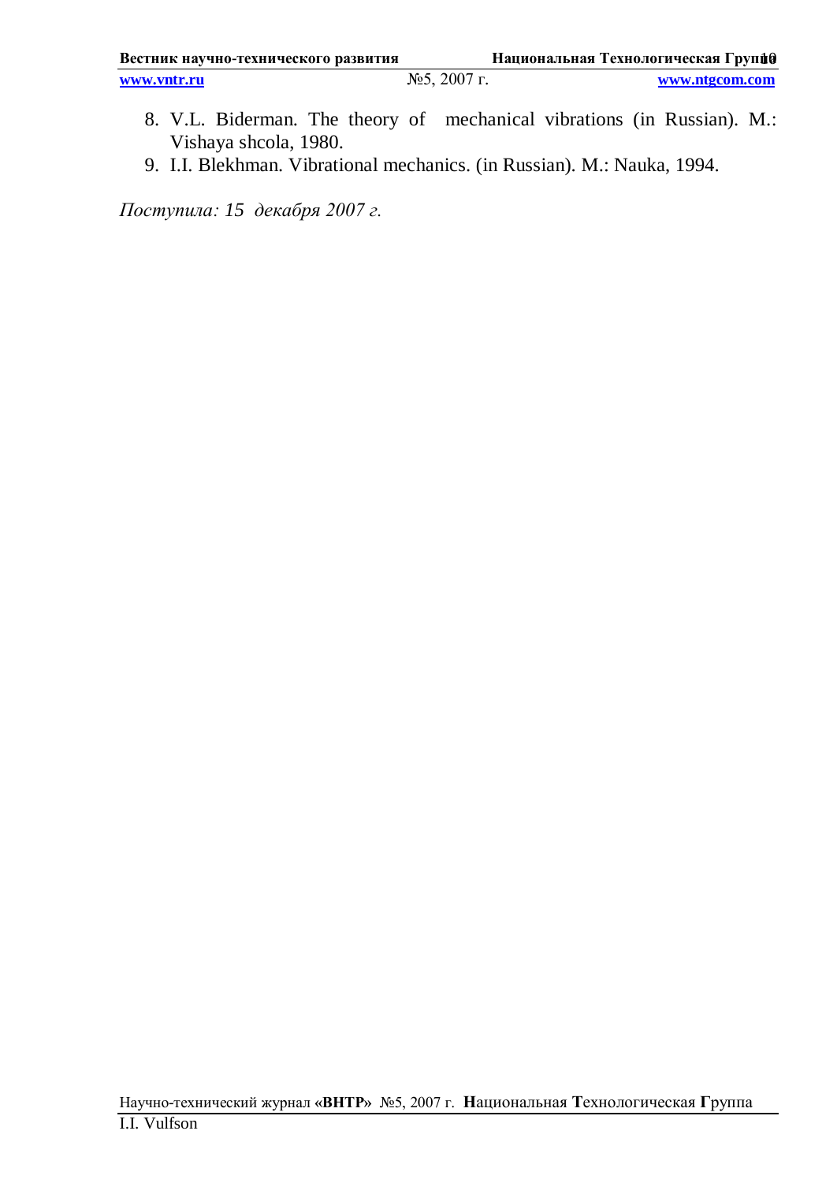8. V.L. Biderman. The theory of mechanical vibrations (in Russian). M.: Vishaya shcola, 1980.
9. I.I. Blekhman. Vibrational mechanics. (in Russian). M.: Nauka, 1994.

*Поступила: 15 декабря 2007 г.*